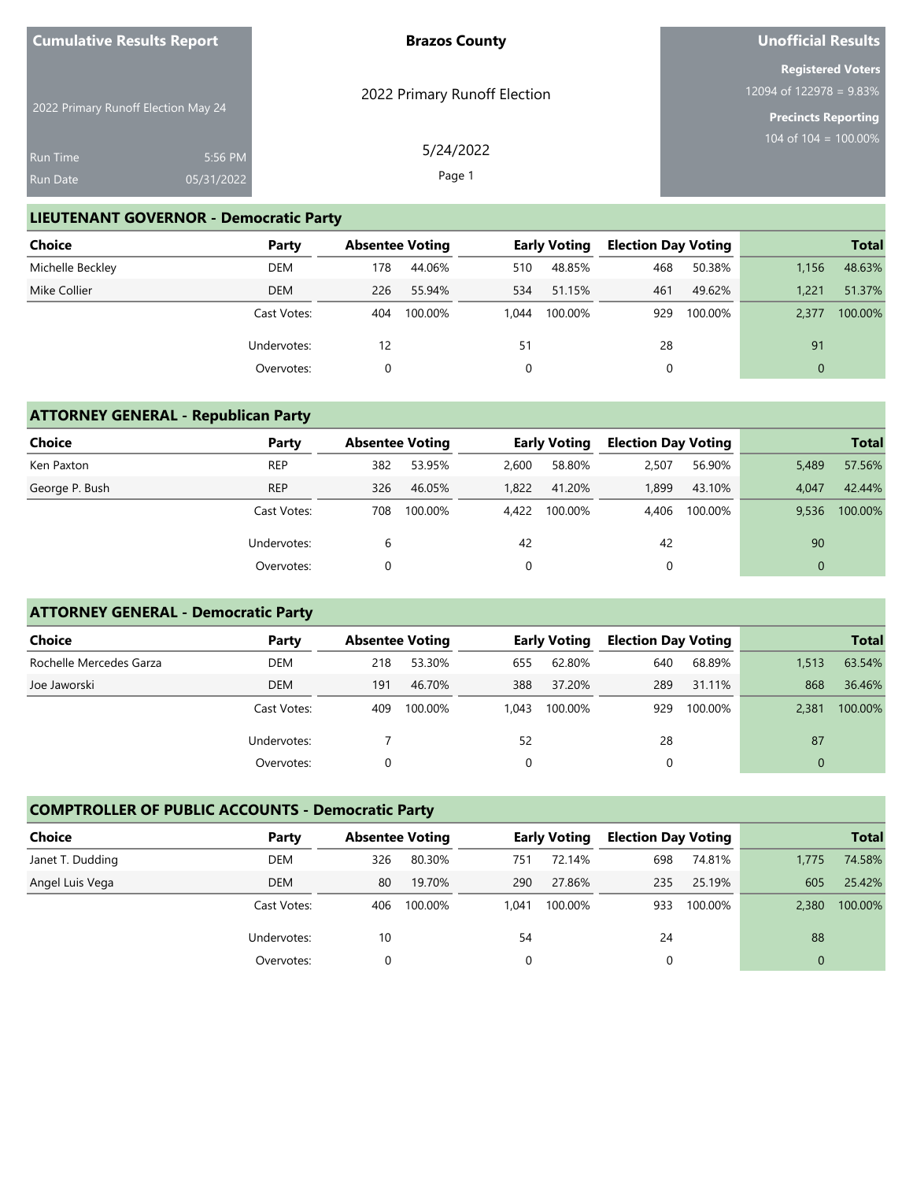**Cumulative Results Report**

2022 Primary Runoff Election May 24

Run Time 5:56 PM
Run Date 05/31/2022

**Brazos County**

2022 Primary Runoff Election

5/24/2022

**Unofficial Results**

**Registered Voters**
12094 of 122978 = 9.83%

**Precincts Reporting**
104 of 104 = 100.00%

## LIEUTENANT GOVERNOR - Democratic Party

| Choice | Party | Absentee Voting | | Early Voting | | Election Day Voting | | Total | |
|---|---|---|---|---|---|---|---|---|---|
| Michelle Beckley | DEM | 178 | 44.06% | 510 | 48.85% | 468 | 50.38% | 1,156 | 48.63% |
| Mike Collier | DEM | 226 | 55.94% | 534 | 51.15% | 461 | 49.62% | 1,221 | 51.37% |
| | Cast Votes: | 404 | 100.00% | 1,044 | 100.00% | 929 | 100.00% | 2,377 | 100.00% |
| | Undervotes: | 12 | | 51 | | 28 | | 91 | |
| | Overvotes: | 0 | | 0 | | 0 | | 0 | |

## ATTORNEY GENERAL - Republican Party

| Choice | Party | Absentee Voting | | Early Voting | | Election Day Voting | | Total | |
|---|---|---|---|---|---|---|---|---|---|
| Ken Paxton | REP | 382 | 53.95% | 2,600 | 58.80% | 2,507 | 56.90% | 5,489 | 57.56% |
| George P. Bush | REP | 326 | 46.05% | 1,822 | 41.20% | 1,899 | 43.10% | 4,047 | 42.44% |
| | Cast Votes: | 708 | 100.00% | 4,422 | 100.00% | 4,406 | 100.00% | 9,536 | 100.00% |
| | Undervotes: | 6 | | 42 | | 42 | | 90 | |
| | Overvotes: | 0 | | 0 | | 0 | | 0 | |

## ATTORNEY GENERAL - Democratic Party

| Choice | Party | Absentee Voting | | Early Voting | | Election Day Voting | | Total | |
|---|---|---|---|---|---|---|---|---|---|
| Rochelle Mercedes Garza | DEM | 218 | 53.30% | 655 | 62.80% | 640 | 68.89% | 1,513 | 63.54% |
| Joe Jaworski | DEM | 191 | 46.70% | 388 | 37.20% | 289 | 31.11% | 868 | 36.46% |
| | Cast Votes: | 409 | 100.00% | 1,043 | 100.00% | 929 | 100.00% | 2,381 | 100.00% |
| | Undervotes: | 7 | | 52 | | 28 | | 87 | |
| | Overvotes: | 0 | | 0 | | 0 | | 0 | |

## COMPTROLLER OF PUBLIC ACCOUNTS - Democratic Party

| Choice | Party | Absentee Voting | | Early Voting | | Election Day Voting | | Total | |
|---|---|---|---|---|---|---|---|---|---|
| Janet T. Dudding | DEM | 326 | 80.30% | 751 | 72.14% | 698 | 74.81% | 1,775 | 74.58% |
| Angel Luis Vega | DEM | 80 | 19.70% | 290 | 27.86% | 235 | 25.19% | 605 | 25.42% |
| | Cast Votes: | 406 | 100.00% | 1,041 | 100.00% | 933 | 100.00% | 2,380 | 100.00% |
| | Undervotes: | 10 | | 54 | | 24 | | 88 | |
| | Overvotes: | 0 | | 0 | | 0 | | 0 | |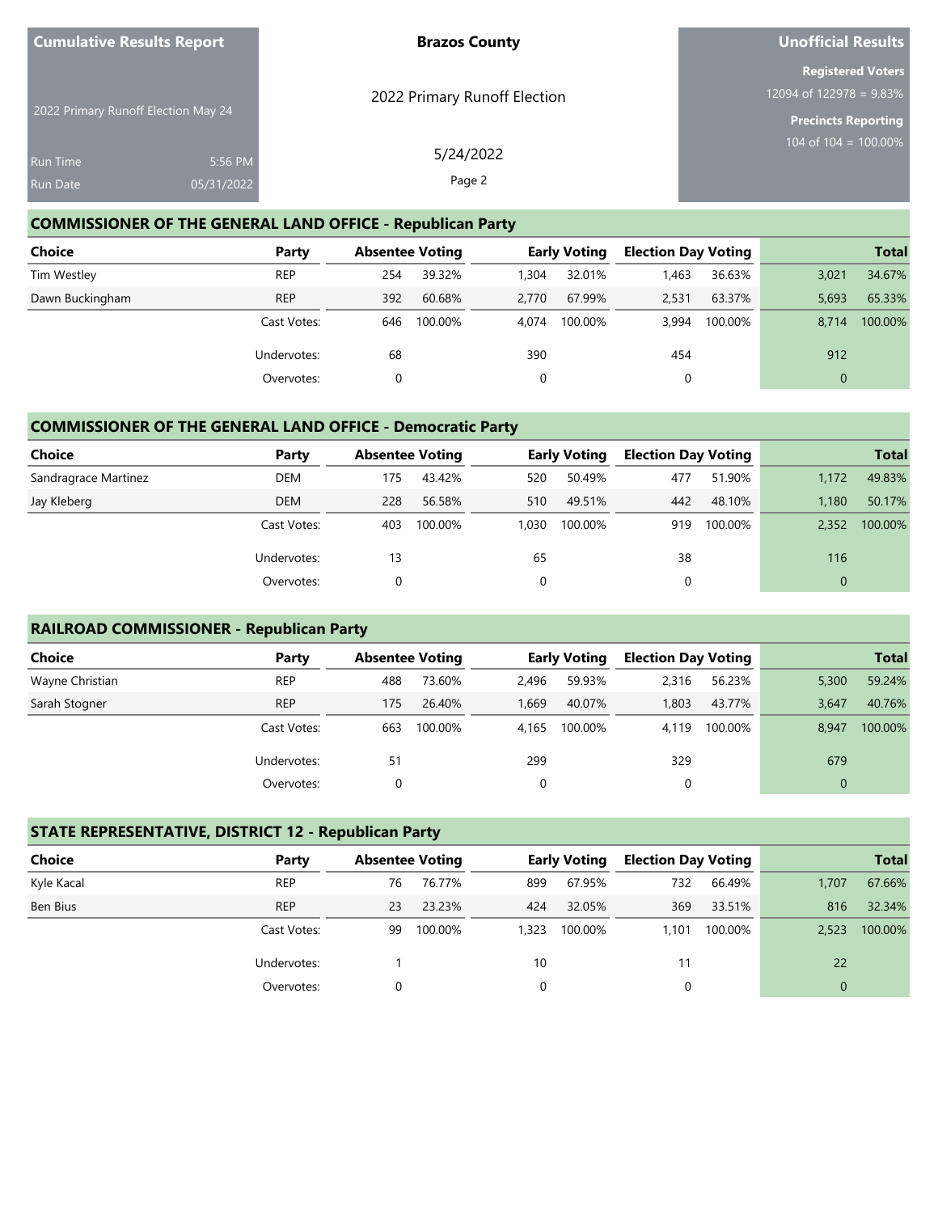| Cumulative Results Report | Brazos County | Unofficial Results |
|---|---|---|
| 2022 Primary Runoff Election May 24 | 2022 Primary Runoff Election | Registered Voters 12094 of 122978 = 9.83% |
| Run Time 5:56 PM | 5/24/2022 | Precincts Reporting 104 of 104 = 100.00% |
| Run Date 05/31/2022 | | |

## COMMISSIONER OF THE GENERAL LAND OFFICE - Republican Party

| Choice | Party | Absentee Voting | | Early Voting | | Election Day Voting | | Total | |
|---|---|---|---|---|---|---|---|---|---|
| Tim Westley | REP | 254 | 39.32% | 1,304 | 32.01% | 1,463 | 36.63% | 3,021 | 34.67% |
| Dawn Buckingham | REP | 392 | 60.68% | 2,770 | 67.99% | 2,531 | 63.37% | 5,693 | 65.33% |
| | Cast Votes: | 646 | 100.00% | 4,074 | 100.00% | 3,994 | 100.00% | 8,714 | 100.00% |
| | Undervotes: | 68 | | 390 | | 454 | | 912 | |
| | Overvotes: | 0 | | 0 | | 0 | | 0 | |

## COMMISSIONER OF THE GENERAL LAND OFFICE - Democratic Party

| Choice | Party | Absentee Voting | | Early Voting | | Election Day Voting | | Total | |
|---|---|---|---|---|---|---|---|---|---|
| Sandragrace Martinez | DEM | 175 | 43.42% | 520 | 50.49% | 477 | 51.90% | 1,172 | 49.83% |
| Jay Kleberg | DEM | 228 | 56.58% | 510 | 49.51% | 442 | 48.10% | 1,180 | 50.17% |
| | Cast Votes: | 403 | 100.00% | 1,030 | 100.00% | 919 | 100.00% | 2,352 | 100.00% |
| | Undervotes: | 13 | | 65 | | 38 | | 116 | |
| | Overvotes: | 0 | | 0 | | 0 | | 0 | |

## RAILROAD COMMISSIONER - Republican Party

| Choice | Party | Absentee Voting | | Early Voting | | Election Day Voting | | Total | |
|---|---|---|---|---|---|---|---|---|---|
| Wayne Christian | REP | 488 | 73.60% | 2,496 | 59.93% | 2,316 | 56.23% | 5,300 | 59.24% |
| Sarah Stogner | REP | 175 | 26.40% | 1,669 | 40.07% | 1,803 | 43.77% | 3,647 | 40.76% |
| | Cast Votes: | 663 | 100.00% | 4,165 | 100.00% | 4,119 | 100.00% | 8,947 | 100.00% |
| | Undervotes: | 51 | | 299 | | 329 | | 679 | |
| | Overvotes: | 0 | | 0 | | 0 | | 0 | |

## STATE REPRESENTATIVE, DISTRICT 12 - Republican Party

| Choice | Party | Absentee Voting | | Early Voting | | Election Day Voting | | Total | |
|---|---|---|---|---|---|---|---|---|---|
| Kyle Kacal | REP | 76 | 76.77% | 899 | 67.95% | 732 | 66.49% | 1,707 | 67.66% |
| Ben Bius | REP | 23 | 23.23% | 424 | 32.05% | 369 | 33.51% | 816 | 32.34% |
| | Cast Votes: | 99 | 100.00% | 1,323 | 100.00% | 1,101 | 100.00% | 2,523 | 100.00% |
| | Undervotes: | 1 | | 10 | | 11 | | 22 | |
| | Overvotes: | 0 | | 0 | | 0 | | 0 | |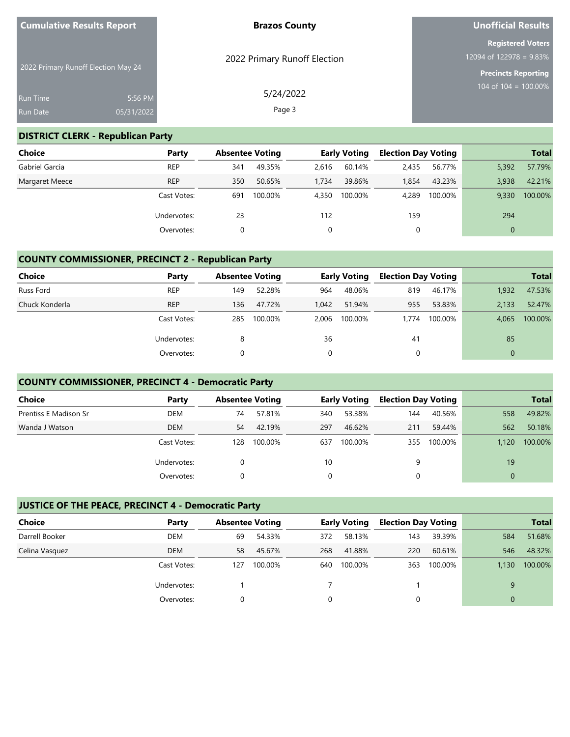Cumulative Results Report

2022 Primary Runoff Election May 24

Run Time 5:56 PM
Run Date 05/31/2022

**Brazos County**

2022 Primary Runoff Election

5/24/2022

**Unofficial Results**

**Registered Voters**
12094 of 122978 = 9.83%

**Precincts Reporting**
104 of 104 = 100.00%

## DISTRICT CLERK - Republican Party

| Choice | Party | Absentee Voting | | Early Voting | | Election Day Voting | | Total | |
|---|---|---|---|---|---|---|---|---|---|
| Gabriel Garcia | REP | 341 | 49.35% | 2,616 | 60.14% | 2,435 | 56.77% | 5,392 | 57.79% |
| Margaret Meece | REP | 350 | 50.65% | 1,734 | 39.86% | 1,854 | 43.23% | 3,938 | 42.21% |
| | Cast Votes: | 691 | 100.00% | 4,350 | 100.00% | 4,289 | 100.00% | 9,330 | 100.00% |
| | Undervotes: | 23 | | 112 | | 159 | | 294 | |
| | Overvotes: | 0 | | 0 | | 0 | | 0 | |

## COUNTY COMMISSIONER, PRECINCT 2 - Republican Party

| Choice | Party | Absentee Voting | | Early Voting | | Election Day Voting | | Total | |
|---|---|---|---|---|---|---|---|---|---|
| Russ Ford | REP | 149 | 52.28% | 964 | 48.06% | 819 | 46.17% | 1,932 | 47.53% |
| Chuck Konderla | REP | 136 | 47.72% | 1,042 | 51.94% | 955 | 53.83% | 2,133 | 52.47% |
| | Cast Votes: | 285 | 100.00% | 2,006 | 100.00% | 1,774 | 100.00% | 4,065 | 100.00% |
| | Undervotes: | 8 | | 36 | | 41 | | 85 | |
| | Overvotes: | 0 | | 0 | | 0 | | 0 | |

## COUNTY COMMISSIONER, PRECINCT 4 - Democratic Party

| Choice | Party | Absentee Voting | | Early Voting | | Election Day Voting | | Total | |
|---|---|---|---|---|---|---|---|---|---|
| Prentiss E Madison Sr | DEM | 74 | 57.81% | 340 | 53.38% | 144 | 40.56% | 558 | 49.82% |
| Wanda J Watson | DEM | 54 | 42.19% | 297 | 46.62% | 211 | 59.44% | 562 | 50.18% |
| | Cast Votes: | 128 | 100.00% | 637 | 100.00% | 355 | 100.00% | 1,120 | 100.00% |
| | Undervotes: | 0 | | 10 | | 9 | | 19 | |
| | Overvotes: | 0 | | 0 | | 0 | | 0 | |

## JUSTICE OF THE PEACE, PRECINCT 4 - Democratic Party

| Choice | Party | Absentee Voting | | Early Voting | | Election Day Voting | | Total | |
|---|---|---|---|---|---|---|---|---|---|
| Darrell Booker | DEM | 69 | 54.33% | 372 | 58.13% | 143 | 39.39% | 584 | 51.68% |
| Celina Vasquez | DEM | 58 | 45.67% | 268 | 41.88% | 220 | 60.61% | 546 | 48.32% |
| | Cast Votes: | 127 | 100.00% | 640 | 100.00% | 363 | 100.00% | 1,130 | 100.00% |
| | Undervotes: | 1 | | 7 | | 1 | | 9 | |
| | Overvotes: | 0 | | 0 | | 0 | | 0 | |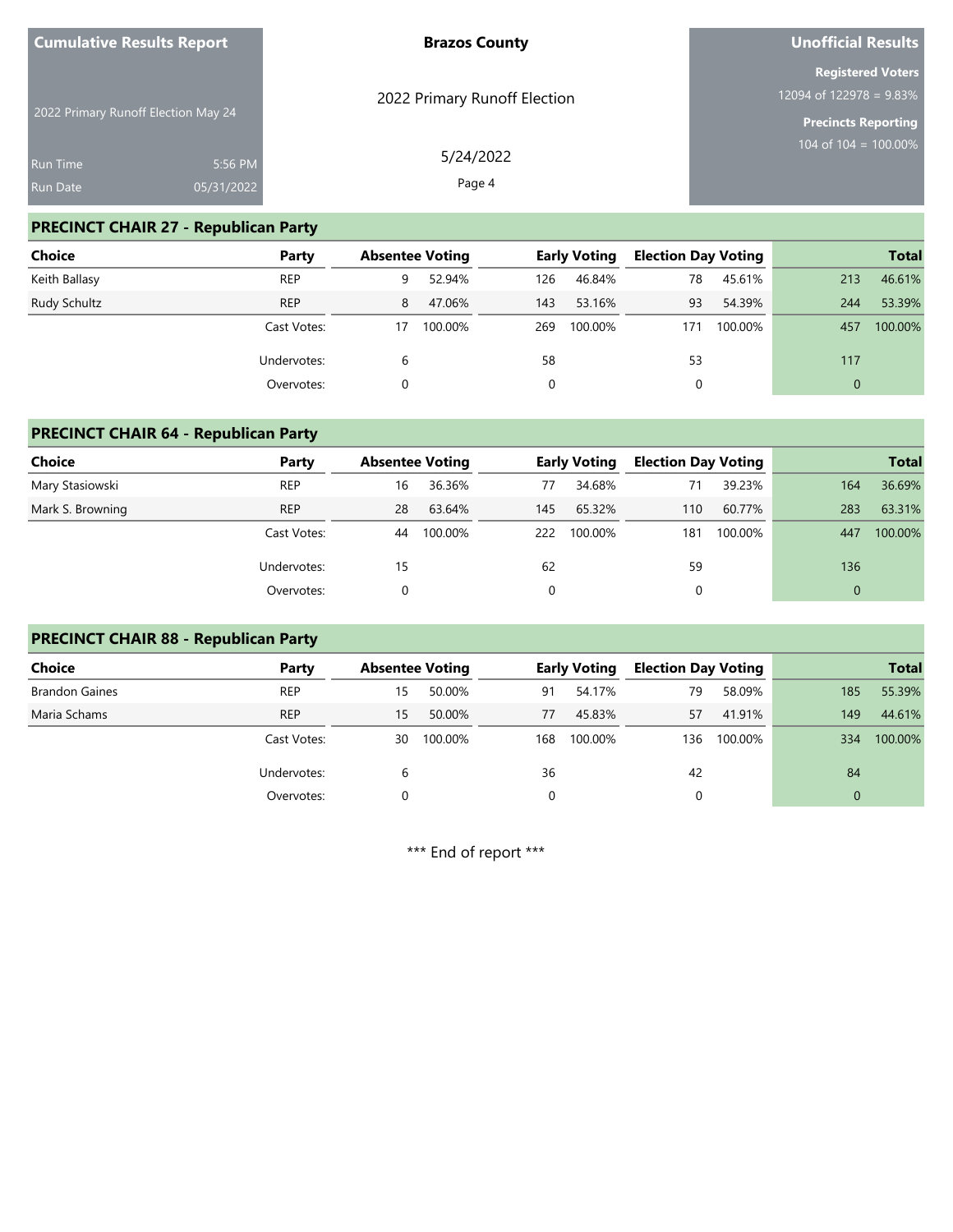| Cumulative Results Report | Brazos County | Unofficial Results |
|---|---|---|
| 2022 Primary Runoff Election May 24 | 2022 Primary Runoff Election | Registered Voters 12094 of 122978 = 9.83% |
| Run Time 5:56 PM | 5/24/2022 | Precincts Reporting 104 of 104 = 100.00% |
| Run Date 05/31/2022 | | |

## PRECINCT CHAIR 27 - Republican Party

| Choice | Party | Absentee Voting | | Early Voting | | Election Day Voting | | Total | |
|---|---|---|---|---|---|---|---|---|---|
| Keith Ballasy | REP | 9 | 52.94% | 126 | 46.84% | 78 | 45.61% | 213 | 46.61% |
| Rudy Schultz | REP | 8 | 47.06% | 143 | 53.16% | 93 | 54.39% | 244 | 53.39% |
| | Cast Votes: | 17 | 100.00% | 269 | 100.00% | 171 | 100.00% | 457 | 100.00% |
| | Undervotes: | 6 | | 58 | | 53 | | 117 | |
| | Overvotes: | 0 | | 0 | | 0 | | 0 | |

## PRECINCT CHAIR 64 - Republican Party

| Choice | Party | Absentee Voting | | Early Voting | | Election Day Voting | | Total | |
|---|---|---|---|---|---|---|---|---|---|
| Mary Stasiowski | REP | 16 | 36.36% | 77 | 34.68% | 71 | 39.23% | 164 | 36.69% |
| Mark S. Browning | REP | 28 | 63.64% | 145 | 65.32% | 110 | 60.77% | 283 | 63.31% |
| | Cast Votes: | 44 | 100.00% | 222 | 100.00% | 181 | 100.00% | 447 | 100.00% |
| | Undervotes: | 15 | | 62 | | 59 | | 136 | |
| | Overvotes: | 0 | | 0 | | 0 | | 0 | |

## PRECINCT CHAIR 88 - Republican Party

| Choice | Party | Absentee Voting | | Early Voting | | Election Day Voting | | Total | |
|---|---|---|---|---|---|---|---|---|---|
| Brandon Gaines | REP | 15 | 50.00% | 91 | 54.17% | 79 | 58.09% | 185 | 55.39% |
| Maria Schams | REP | 15 | 50.00% | 77 | 45.83% | 57 | 41.91% | 149 | 44.61% |
| | Cast Votes: | 30 | 100.00% | 168 | 100.00% | 136 | 100.00% | 334 | 100.00% |
| | Undervotes: | 6 | | 36 | | 42 | | 84 | |
| | Overvotes: | 0 | | 0 | | 0 | | 0 | |

*** End of report ***